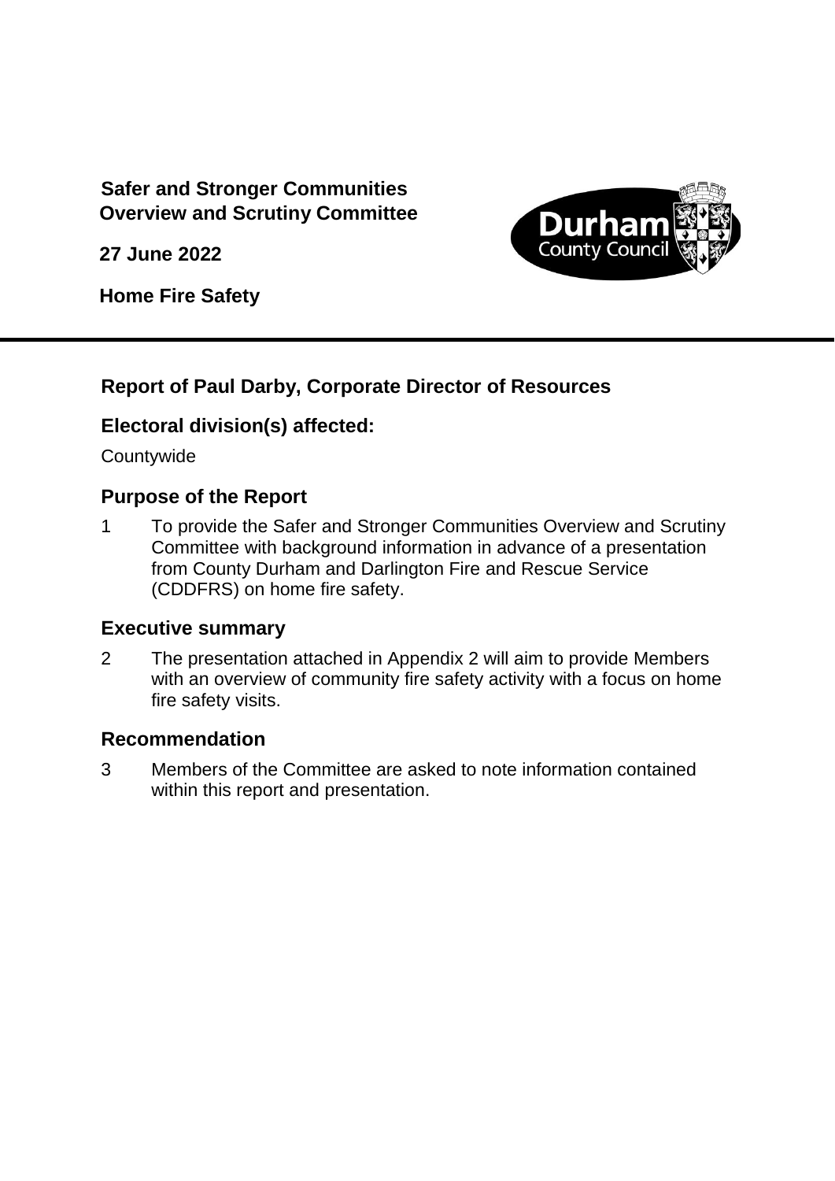**Safer and Stronger Communities Overview and Scrutiny Committee**

**27 June 2022**

**Home Fire Safety**

---

## Report of Paul Darby, Corporate Director of Resources

## Electoral division(s) affected:

Countywide

## Purpose of the Report

1 To provide the Safer and Stronger Communities Overview and Scrutiny Committee with background information in advance of a presentation from County Durham and Darlington Fire and Rescue Service (CDDFRS) on home fire safety.

## Executive summary

2 The presentation attached in Appendix 2 will aim to provide Members with an overview of community fire safety activity with a focus on home fire safety visits.

## Recommendation

3 Members of the Committee are asked to note information contained within this report and presentation.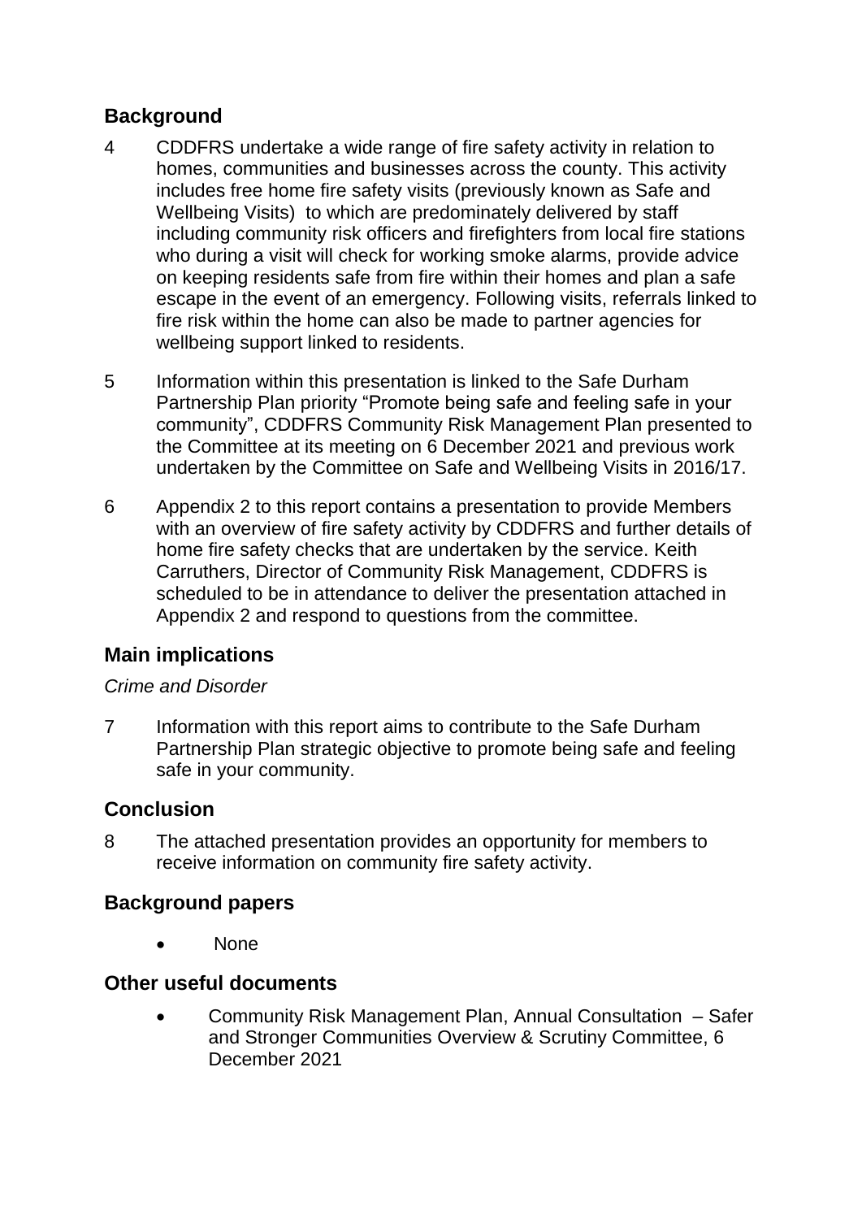## Background

4 CDDFRS undertake a wide range of fire safety activity in relation to homes, communities and businesses across the county. This activity includes free home fire safety visits (previously known as Safe and Wellbeing Visits) to which are predominately delivered by staff including community risk officers and firefighters from local fire stations who during a visit will check for working smoke alarms, provide advice on keeping residents safe from fire within their homes and plan a safe escape in the event of an emergency. Following visits, referrals linked to fire risk within the home can also be made to partner agencies for wellbeing support linked to residents.

5 Information within this presentation is linked to the Safe Durham Partnership Plan priority "Promote being safe and feeling safe in your community", CDDFRS Community Risk Management Plan presented to the Committee at its meeting on 6 December 2021 and previous work undertaken by the Committee on Safe and Wellbeing Visits in 2016/17.

6 Appendix 2 to this report contains a presentation to provide Members with an overview of fire safety activity by CDDFRS and further details of home fire safety checks that are undertaken by the service. Keith Carruthers, Director of Community Risk Management, CDDFRS is scheduled to be in attendance to deliver the presentation attached in Appendix 2 and respond to questions from the committee.

## Main implications

*Crime and Disorder*

7 Information with this report aims to contribute to the Safe Durham Partnership Plan strategic objective to promote being safe and feeling safe in your community.

## Conclusion

8 The attached presentation provides an opportunity for members to receive information on community fire safety activity.

## Background papers

- None

## Other useful documents

- Community Risk Management Plan, Annual Consultation – Safer and Stronger Communities Overview & Scrutiny Committee, 6 December 2021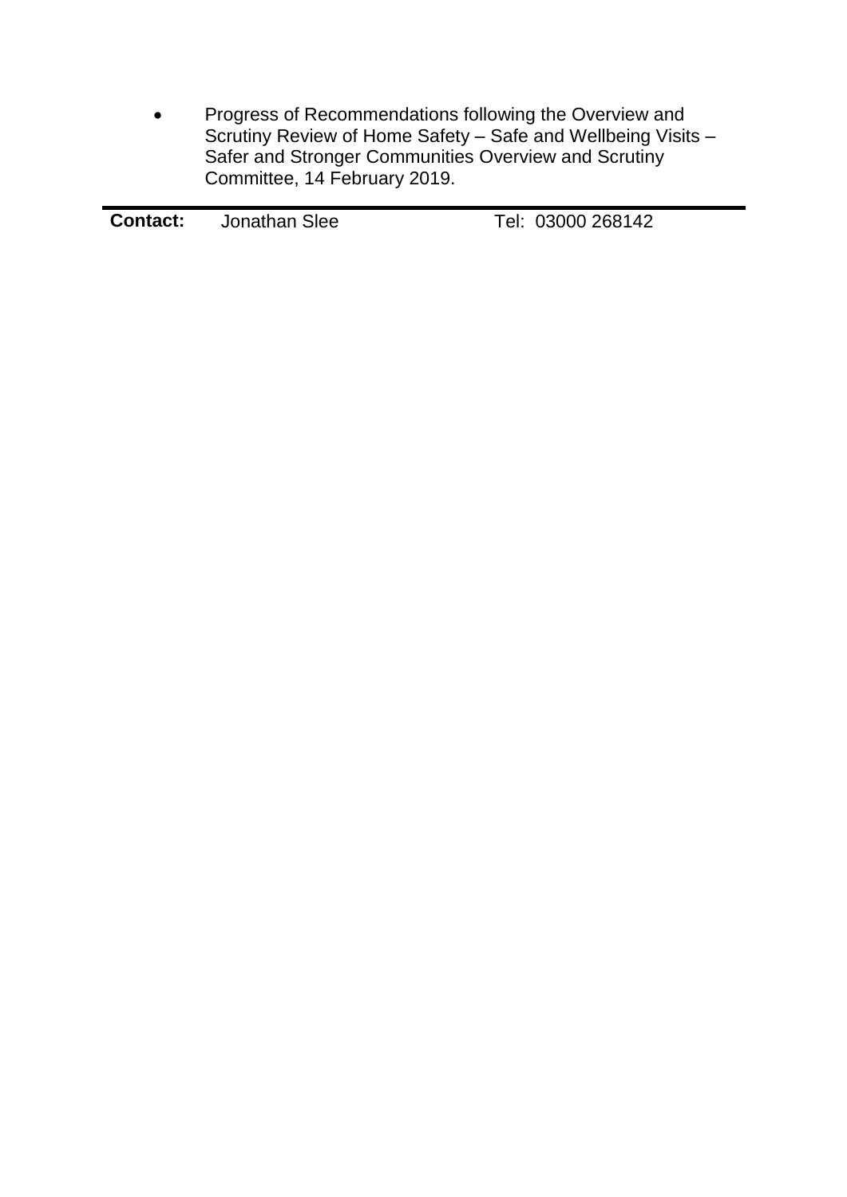- Progress of Recommendations following the Overview and Scrutiny Review of Home Safety – Safe and Wellbeing Visits – Safer and Stronger Communities Overview and Scrutiny Committee, 14 February 2019.

---

| **Contact:** | Jonathan Slee | Tel: 03000 268142 |
|---|---|---|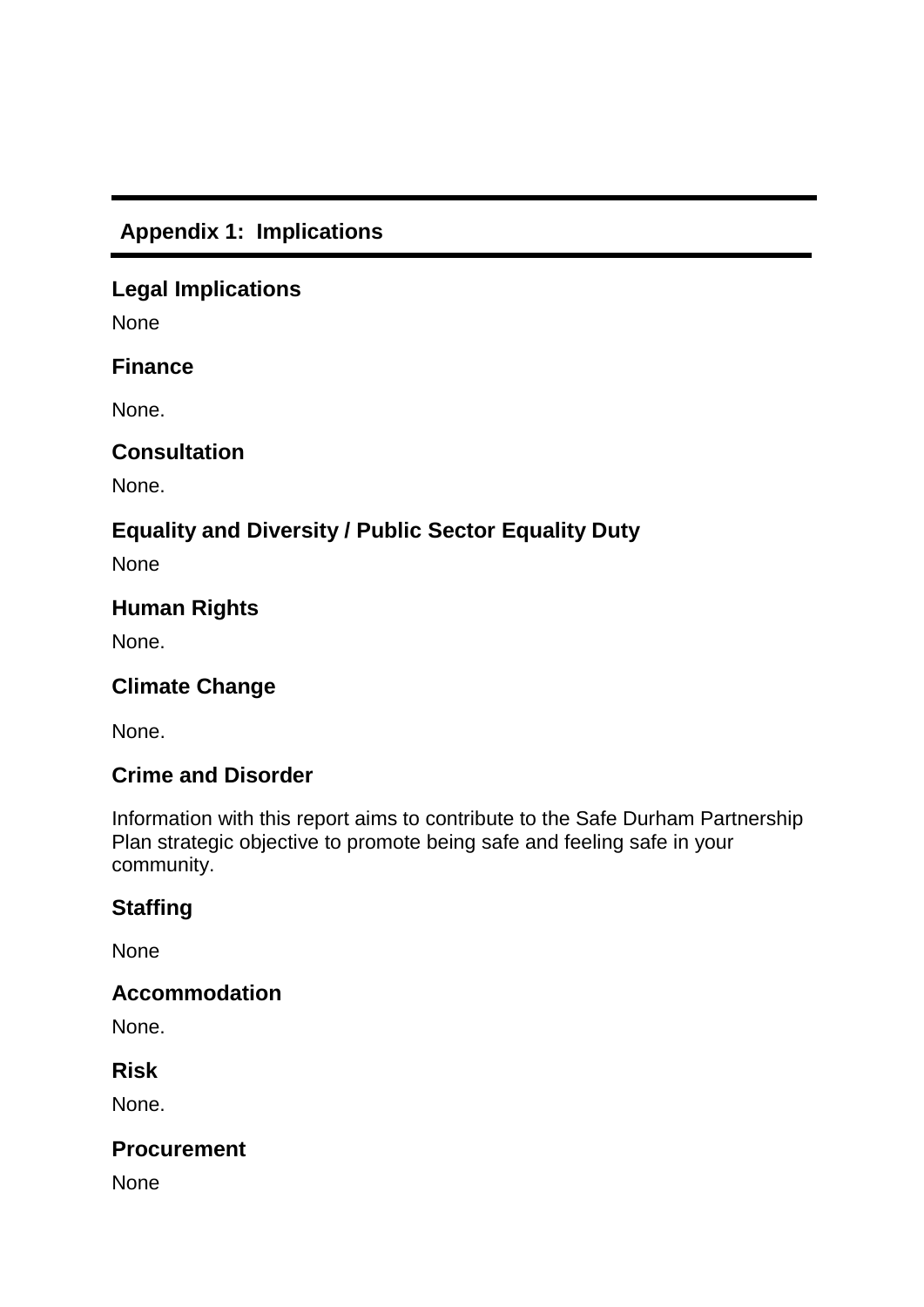## Appendix 1: Implications

### Legal Implications

None

### Finance

None.

### Consultation

None.

### Equality and Diversity / Public Sector Equality Duty

None

### Human Rights

None.

### Climate Change

None.

### Crime and Disorder

Information with this report aims to contribute to the Safe Durham Partnership Plan strategic objective to promote being safe and feeling safe in your community.

### Staffing

None

### Accommodation

None.

### Risk

None.

### Procurement

None